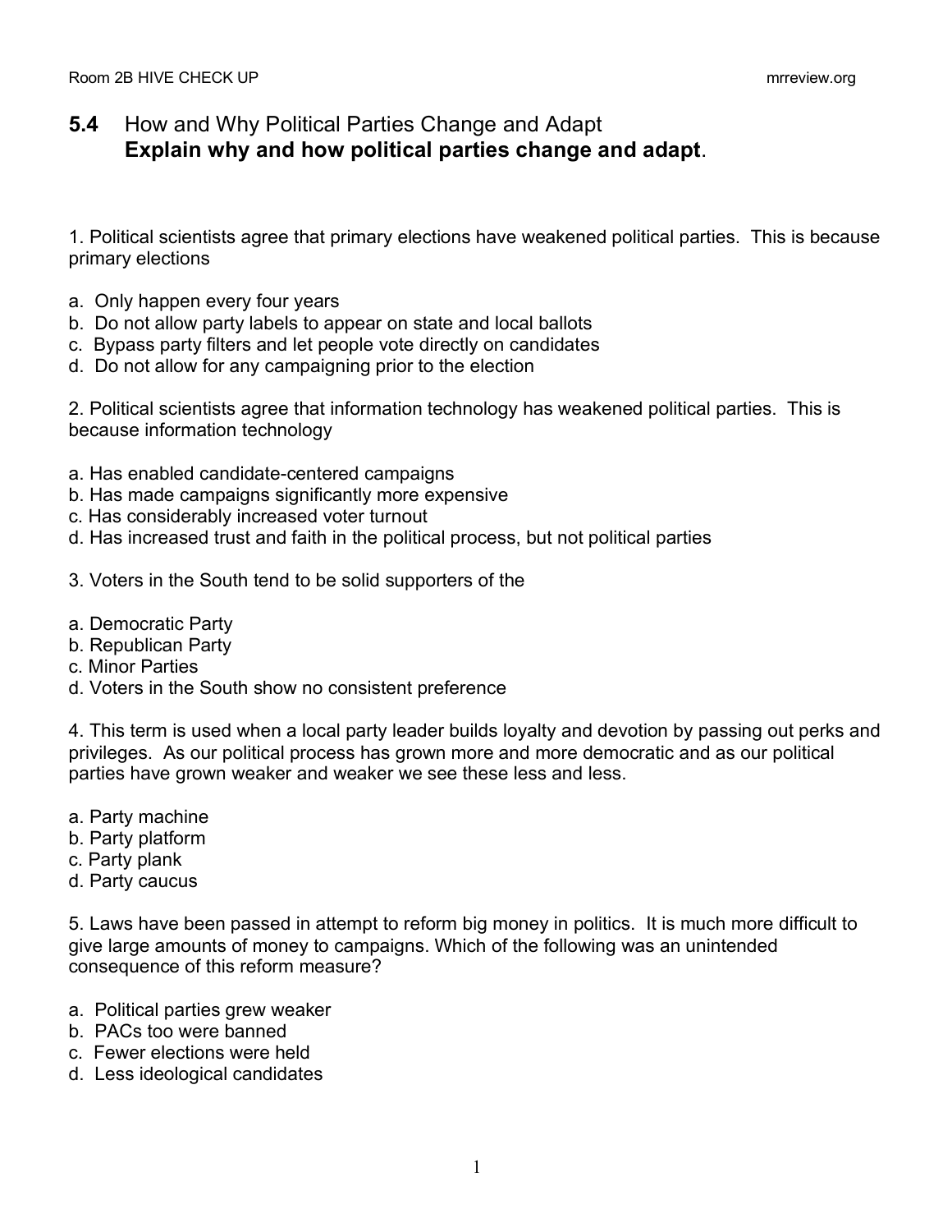## 5.4 How and Why Political Parties Change and Adapt

**Explain why and how political parties change and adapt**.

1. Political scientists agree that primary elections have weakened political parties. This is because primary elections

a. Only happen every four years
b. Do not allow party labels to appear on state and local ballots
c. Bypass party filters and let people vote directly on candidates
d. Do not allow for any campaigning prior to the election

2. Political scientists agree that information technology has weakened political parties. This is because information technology

a. Has enabled candidate-centered campaigns
b. Has made campaigns significantly more expensive
c. Has considerably increased voter turnout
d. Has increased trust and faith in the political process, but not political parties

3. Voters in the South tend to be solid supporters of the

a. Democratic Party
b. Republican Party
c. Minor Parties
d. Voters in the South show no consistent preference

4. This term is used when a local party leader builds loyalty and devotion by passing out perks and privileges. As our political process has grown more and more democratic and as our political parties have grown weaker and weaker we see these less and less.

a. Party machine
b. Party platform
c. Party plank
d. Party caucus

5. Laws have been passed in attempt to reform big money in politics. It is much more difficult to give large amounts of money to campaigns. Which of the following was an unintended consequence of this reform measure?

a. Political parties grew weaker
b. PACs too were banned
c. Fewer elections were held
d. Less ideological candidates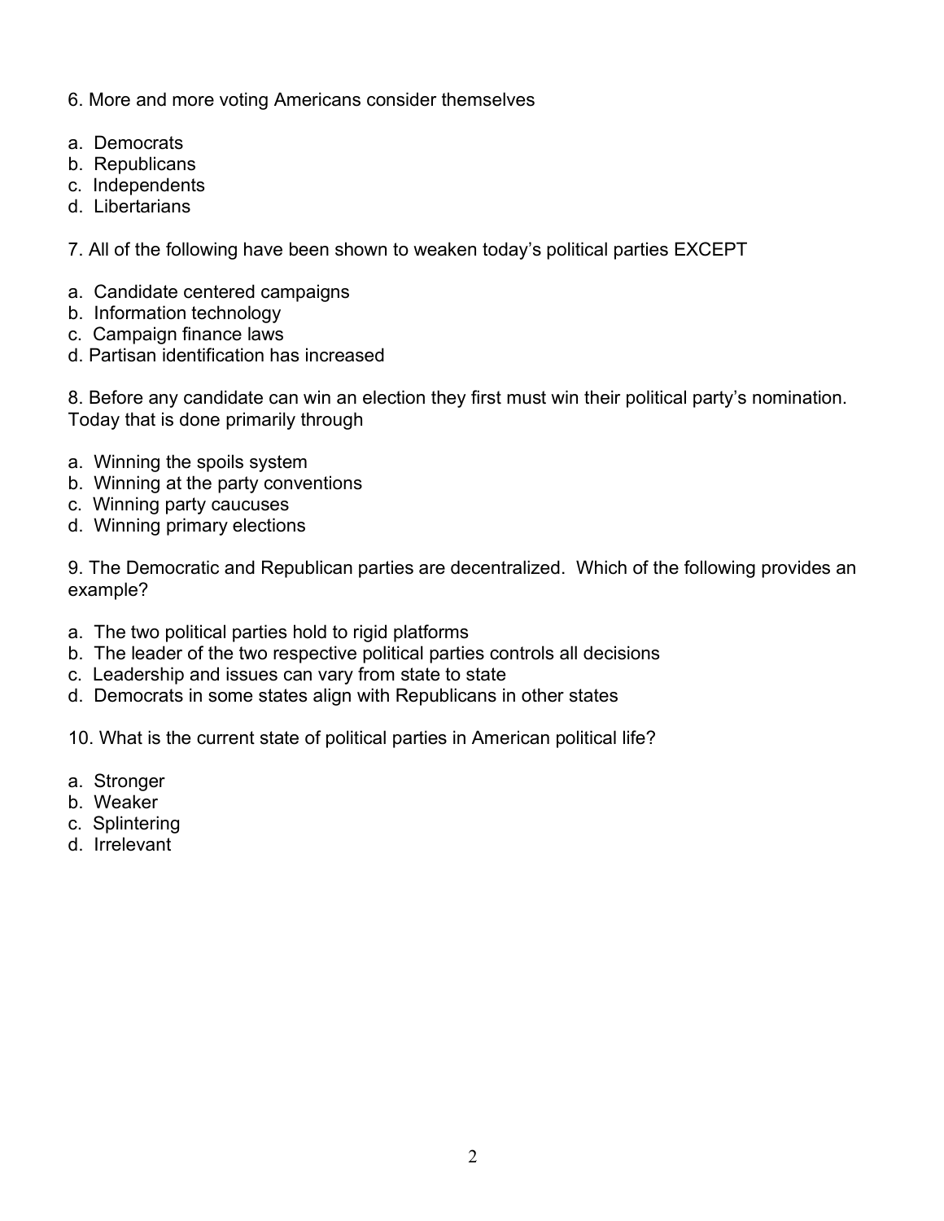6. More and more voting Americans consider themselves

a. Democrats
b. Republicans
c. Independents
d. Libertarians

7. All of the following have been shown to weaken today's political parties EXCEPT

a. Candidate centered campaigns
b. Information technology
c. Campaign finance laws
d. Partisan identification has increased

8. Before any candidate can win an election they first must win their political party's nomination. Today that is done primarily through

a. Winning the spoils system
b. Winning at the party conventions
c. Winning party caucuses
d. Winning primary elections

9. The Democratic and Republican parties are decentralized. Which of the following provides an example?

a. The two political parties hold to rigid platforms
b. The leader of the two respective political parties controls all decisions
c. Leadership and issues can vary from state to state
d. Democrats in some states align with Republicans in other states

10. What is the current state of political parties in American political life?

a. Stronger
b. Weaker
c. Splintering
d. Irrelevant